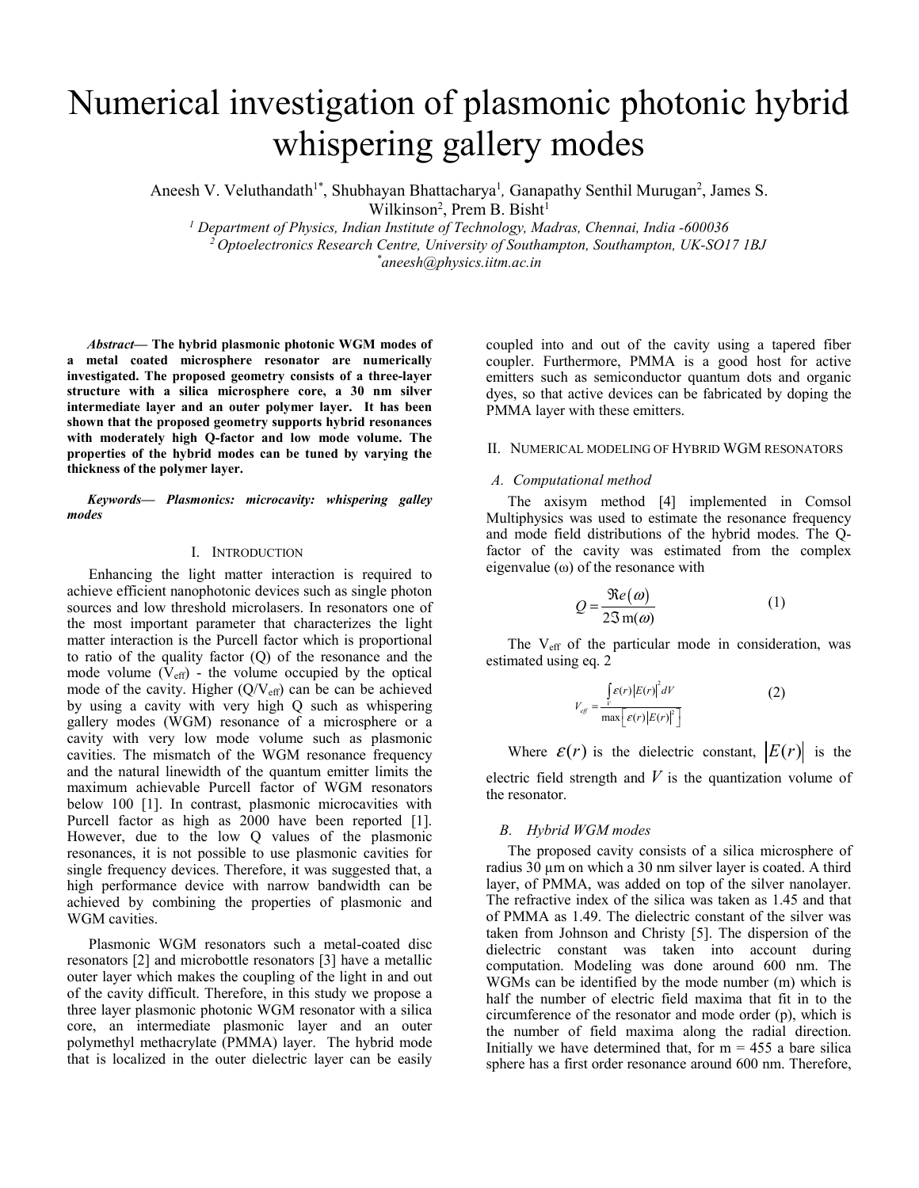# Numerical investigation of plasmonic photonic hybrid whispering gallery modes

Aneesh V. Veluthandath[1*], Shubhayan Bhattacharya[1], Ganapathy Senthil Murugan[2], James S. Wilkinson[2], Prem B. Bisht[1]

*[1] Department of Physics, Indian Institute of Technology, Madras, Chennai, India -600036*

*[2] Optoelectronics Research Centre, University of Southampton, Southampton, UK-SO17 1BJ*

*[*] aneesh@physics.iitm.ac.in*

***Abstract***— **The hybrid plasmonic photonic WGM modes of a metal coated microsphere resonator are numerically investigated. The proposed geometry consists of a three-layer structure with a silica microsphere core, a 30 nm silver intermediate layer and an outer polymer layer. It has been shown that the proposed geometry supports hybrid resonances with moderately high Q-factor and low mode volume. The properties of the hybrid modes can be tuned by varying the thickness of the polymer layer.**

***Keywords— Plasmonics: microcavity: whispering galley modes***

## I. Introduction

Enhancing the light matter interaction is required to achieve efficient nanophotonic devices such as single photon sources and low threshold microlasers. In resonators one of the most important parameter that characterizes the light matter interaction is the Purcell factor which is proportional to ratio of the quality factor (Q) of the resonance and the mode volume ($V_{eff}$) - the volume occupied by the optical mode of the cavity. Higher ($Q/V_{eff}$) can be can be achieved by using a cavity with very high Q such as whispering gallery modes (WGM) resonance of a microsphere or a cavity with very low mode volume such as plasmonic cavities. The mismatch of the WGM resonance frequency and the natural linewidth of the quantum emitter limits the maximum achievable Purcell factor of WGM resonators below 100 [1]. In contrast, plasmonic microcavities with Purcell factor as high as 2000 have been reported [1]. However, due to the low Q values of the plasmonic resonances, it is not possible to use plasmonic cavities for single frequency devices. Therefore, it was suggested that, a high performance device with narrow bandwidth can be achieved by combining the properties of plasmonic and WGM cavities.

Plasmonic WGM resonators such a metal-coated disc resonators [2] and microbottle resonators [3] have a metallic outer layer which makes the coupling of the light in and out of the cavity difficult. Therefore, in this study we propose a three layer plasmonic photonic WGM resonator with a silica core, an intermediate plasmonic layer and an outer polymethyl methacrylate (PMMA) layer. The hybrid mode that is localized in the outer dielectric layer can be easily coupled into and out of the cavity using a tapered fiber coupler. Furthermore, PMMA is a good host for active emitters such as semiconductor quantum dots and organic dyes, so that active devices can be fabricated by doping the PMMA layer with these emitters.

## II. Numerical modeling of Hybrid WGM resonators

### *A. Computational method*

The axisym method [4] implemented in Comsol Multiphysics was used to estimate the resonance frequency and mode field distributions of the hybrid modes. The Q-factor of the cavity was estimated from the complex eigenvalue (ω) of the resonance with

$$Q = \frac{\Re e(\omega)}{2\Im m(\omega)} \qquad (1)$$

The $V_{eff}$ of the particular mode in consideration, was estimated using eq. 2

$$V_{eff} = \frac{\int_V \varepsilon(r)\left|E(r)\right|^2 dV}{\max\left[\varepsilon(r)\left|E(r)\right|^2\right]} \qquad (2)$$

Where $\varepsilon(r)$ is the dielectric constant, $|E(r)|$ is the electric field strength and $V$ is the quantization volume of the resonator.

### *B. Hybrid WGM modes*

The proposed cavity consists of a silica microsphere of radius 30 µm on which a 30 nm silver layer is coated. A third layer, of PMMA, was added on top of the silver nanolayer. The refractive index of the silica was taken as 1.45 and that of PMMA as 1.49. The dielectric constant of the silver was taken from Johnson and Christy [5]. The dispersion of the dielectric constant was taken into account during computation. Modeling was done around 600 nm. The WGMs can be identified by the mode number (m) which is half the number of electric field maxima that fit in to the circumference of the resonator and mode order (p), which is the number of field maxima along the radial direction. Initially we have determined that, for m = 455 a bare silica sphere has a first order resonance around 600 nm. Therefore,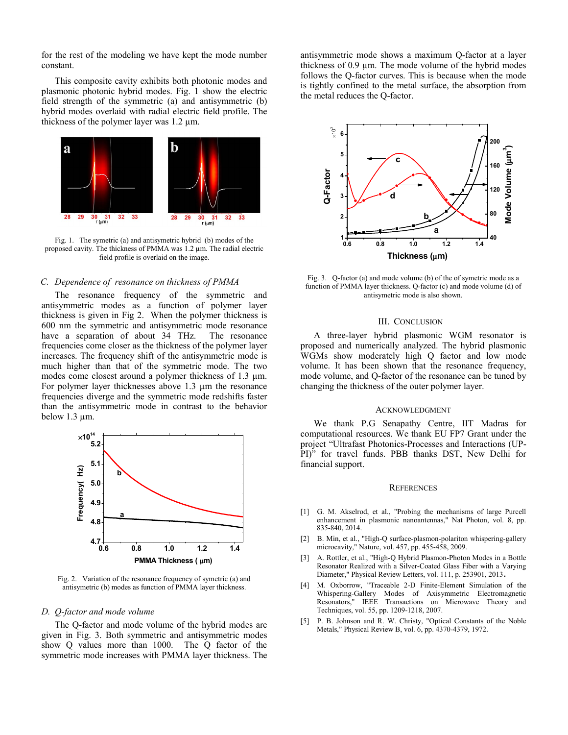for the rest of the modeling we have kept the mode number constant.

This composite cavity exhibits both photonic modes and plasmonic photonic hybrid modes. Fig. 1 show the electric field strength of the symmetric (a) and antisymmetric (b) hybrid modes overlaid with radial electric field profile. The thickness of the polymer layer was 1.2 µm.

a

28 29 30 31 32 33
r (µm)

b

28 29 30 31 32 33
r (µm)

Fig. 1. The symetric (a) and antisymetric hybrid (b) modes of the proposed cavity. The thickness of PMMA was 1.2 µm. The radial electric field profile is overlaid on the image.

### C. *Dependence of resonance on thickness of PMMA*

The resonance frequency of the symmetric and antisymmetric modes as a function of polymer layer thickness is given in Fig 2. When the polymer thickness is 600 nm the symmetric and antisymmetric mode resonance have a separation of about 34 THz. The resonance frequencies come closer as the thickness of the polymer layer increases. The frequency shift of the antisymmetric mode is much higher than that of the symmetric mode. The two modes come closest around a polymer thickness of 1.3 µm. For polymer layer thicknesses above 1.3 µm the resonance frequencies diverge and the symmetric mode redshifts faster than the antisymmetric mode in contrast to the behavior below 1.3 µm.

×10¹⁴

5.2

5.1

5.0

4.9

4.8

4.7

Frequency( Hz)

b

a

0.6 0.8 1.0 1.2 1.4

PMMA Thickness ( µm)

Fig. 2. Variation of the resonance frequency of symetric (a) and antisymetric (b) modes as function of PMMA layer thickness.

### D. *Q-factor and mode volume*

The Q-factor and mode volume of the hybrid modes are given in Fig. 3. Both symmetric and antisymmetric modes show Q values more than 1000. The Q factor of the symmetric mode increases with PMMA layer thickness. The antisymmetric mode shows a maximum Q-factor at a layer thickness of 0.9 µm. The mode volume of the hybrid modes follows the Q-factor curves. This is because when the mode is tightly confined to the metal surface, the absorption from the metal reduces the Q-factor.

×10³

6

5

4

3

2

1

Q-Factor

c

d

b

a

200

160

120

80

40

Mode Volume (µm³)

0.6 0.8 1.0 1.2 1.4

Thickness (µm)

Fig. 3. Q-factor (a) and mode volume (b) of the of symetric mode as a function of PMMA layer thickness. Q-factor (c) and mode volume (d) of antisymetric mode is also shown.

## III. Conclusion

A three-layer hybrid plasmonic WGM resonator is proposed and numerically analyzed. The hybrid plasmonic WGMs show moderately high Q factor and low mode volume. It has been shown that the resonance frequency, mode volume, and Q-factor of the resonance can be tuned by changing the thickness of the outer polymer layer.

## Acknowledgment

We thank P.G Senapathy Centre, IIT Madras for computational resources. We thank EU FP7 Grant under the project "Ultrafast Photonics-Processes and Interactions (UP-PI)" for travel funds. PBB thanks DST, New Delhi for financial support.

## References

[1] G. M. Akselrod, et al., "Probing the mechanisms of large Purcell enhancement in plasmonic nanoantennas," Nat Photon, vol. 8, pp. 835-840, 2014.

[2] B. Min, et al., "High-Q surface-plasmon-polariton whispering-gallery microcavity," Nature, vol. 457, pp. 455-458, 2009.

[3] A. Rottler, et al., "High-Q Hybrid Plasmon-Photon Modes in a Bottle Resonator Realized with a Silver-Coated Glass Fiber with a Varying Diameter," Physical Review Letters, vol. 111, p. 253901, 2013.

[4] M. Oxborrow, "Traceable 2-D Finite-Element Simulation of the Whispering-Gallery Modes of Axisymmetric Electromagnetic Resonators," IEEE Transactions on Microwave Theory and Techniques, vol. 55, pp. 1209-1218, 2007.

[5] P. B. Johnson and R. W. Christy, "Optical Constants of the Noble Metals," Physical Review B, vol. 6, pp. 4370-4379, 1972.